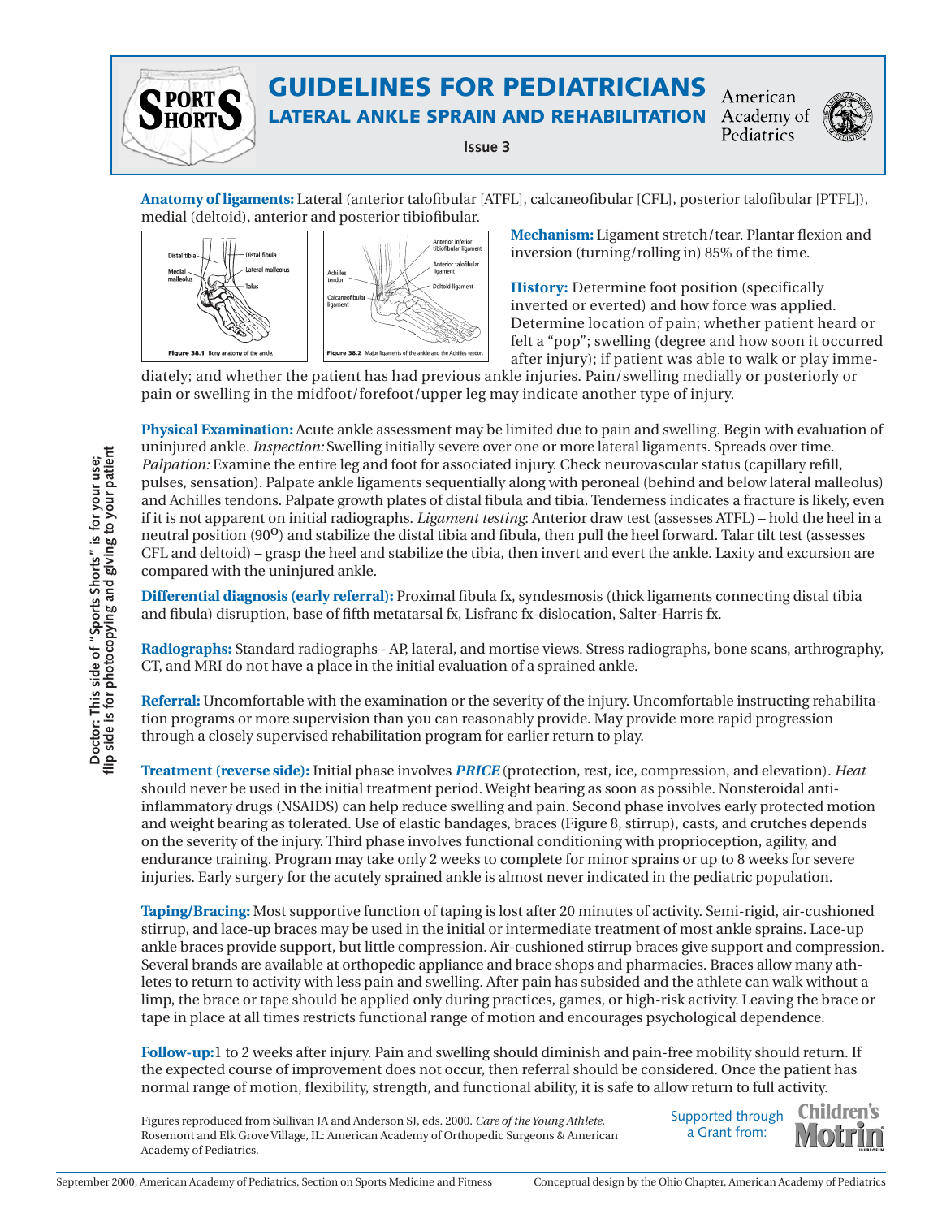# GUIDELINES FOR PEDIATRICIANS

## LATERAL ANKLE SPRAIN AND REHABILITATION

Issue 3

American Academy of Pediatrics

Doctor: This side of "Sports Shorts" is for your use; flip side is for photocopying and giving to your patient

**Anatomy of ligaments:** Lateral (anterior talofibular [ATFL], calcaneofibular [CFL], posterior talofibular [PTFL]), medial (deltoid), anterior and posterior tibiofibular.

Figure 38.1 Bony anatomy of the ankle.

Figure 38.2 Major ligaments of the ankle and the Achilles tendon.

**Mechanism:** Ligament stretch/tear. Plantar flexion and inversion (turning/rolling in) 85% of the time.

**History:** Determine foot position (specifically inverted or everted) and how force was applied. Determine location of pain; whether patient heard or felt a "pop"; swelling (degree and how soon it occurred after injury); if patient was able to walk or play immediately; and whether the patient has had previous ankle injuries. Pain/swelling medially or posteriorly or pain or swelling in the midfoot/forefoot/upper leg may indicate another type of injury.

**Physical Examination:** Acute ankle assessment may be limited due to pain and swelling. Begin with evaluation of uninjured ankle. *Inspection:* Swelling initially severe over one or more lateral ligaments. Spreads over time. *Palpation:* Examine the entire leg and foot for associated injury. Check neurovascular status (capillary refill, pulses, sensation). Palpate ankle ligaments sequentially along with peroneal (behind and below lateral malleolus) and Achilles tendons. Palpate growth plates of distal fibula and tibia. Tenderness indicates a fracture is likely, even if it is not apparent on initial radiographs. *Ligament testing*: Anterior draw test (assesses ATFL) – hold the heel in a neutral position (90°) and stabilize the distal tibia and fibula, then pull the heel forward. Talar tilt test (assesses CFL and deltoid) – grasp the heel and stabilize the tibia, then invert and evert the ankle. Laxity and excursion are compared with the uninjured ankle.

**Differential diagnosis (early referral):** Proximal fibula fx, syndesmosis (thick ligaments connecting distal tibia and fibula) disruption, base of fifth metatarsal fx, Lisfranc fx-dislocation, Salter-Harris fx.

**Radiographs:** Standard radiographs - AP, lateral, and mortise views. Stress radiographs, bone scans, arthrography, CT, and MRI do not have a place in the initial evaluation of a sprained ankle.

**Referral:** Uncomfortable with the examination or the severity of the injury. Uncomfortable instructing rehabilitation programs or more supervision than you can reasonably provide. May provide more rapid progression through a closely supervised rehabilitation program for earlier return to play.

**Treatment (reverse side):** Initial phase involves ***PRICE*** (protection, rest, ice, compression, and elevation). *Heat* should never be used in the initial treatment period. Weight bearing as soon as possible. Nonsteroidal anti-inflammatory drugs (NSAIDS) can help reduce swelling and pain. Second phase involves early protected motion and weight bearing as tolerated. Use of elastic bandages, braces (Figure 8, stirrup), casts, and crutches depends on the severity of the injury. Third phase involves functional conditioning with proprioception, agility, and endurance training. Program may take only 2 weeks to complete for minor sprains or up to 8 weeks for severe injuries. Early surgery for the acutely sprained ankle is almost never indicated in the pediatric population.

**Taping/Bracing:** Most supportive function of taping is lost after 20 minutes of activity. Semi-rigid, air-cushioned stirrup, and lace-up braces may be used in the initial or intermediate treatment of most ankle sprains. Lace-up ankle braces provide support, but little compression. Air-cushioned stirrup braces give support and compression. Several brands are available at orthopedic appliance and brace shops and pharmacies. Braces allow many athletes to return to activity with less pain and swelling. After pain has subsided and the athlete can walk without a limp, the brace or tape should be applied only during practices, games, or high-risk activity. Leaving the brace or tape in place at all times restricts functional range of motion and encourages psychological dependence.

**Follow-up:** 1 to 2 weeks after injury. Pain and swelling should diminish and pain-free mobility should return. If the expected course of improvement does not occur, then referral should be considered. Once the patient has normal range of motion, flexibility, strength, and functional ability, it is safe to allow return to full activity.

Figures reproduced from Sullivan JA and Anderson SJ, eds. 2000. *Care of the Young Athlete*. Rosemont and Elk Grove Village, IL: American Academy of Orthopedic Surgeons & American Academy of Pediatrics.

Supported through a Grant from: Children's Motrin

September 2000, American Academy of Pediatrics, Section on Sports Medicine and Fitness

Conceptual design by the Ohio Chapter, American Academy of Pediatrics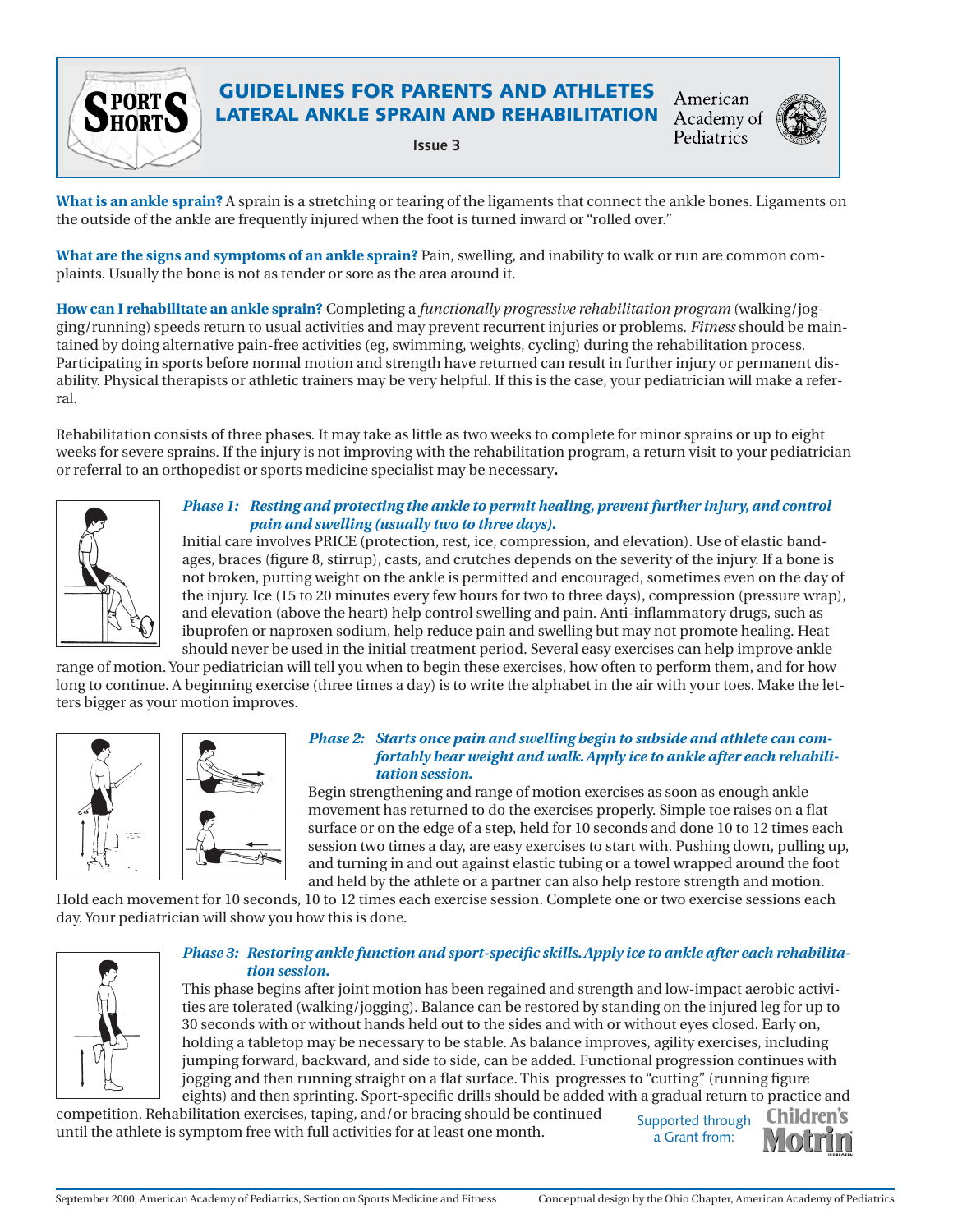# GUIDELINES FOR PARENTS AND ATHLETES
## LATERAL ANKLE SPRAIN AND REHABILITATION

Issue 3

American Academy of Pediatrics

**What is an ankle sprain?** A sprain is a stretching or tearing of the ligaments that connect the ankle bones. Ligaments on the outside of the ankle are frequently injured when the foot is turned inward or "rolled over."

**What are the signs and symptoms of an ankle sprain?** Pain, swelling, and inability to walk or run are common complaints. Usually the bone is not as tender or sore as the area around it.

**How can I rehabilitate an ankle sprain?** Completing a *functionally progressive rehabilitation program* (walking/jogging/running) speeds return to usual activities and may prevent recurrent injuries or problems. *Fitness* should be maintained by doing alternative pain-free activities (eg, swimming, weights, cycling) during the rehabilitation process. Participating in sports before normal motion and strength have returned can result in further injury or permanent disability. Physical therapists or athletic trainers may be very helpful. If this is the case, your pediatrician will make a referral.

Rehabilitation consists of three phases. It may take as little as two weeks to complete for minor sprains or up to eight weeks for severe sprains. If the injury is not improving with the rehabilitation program, a return visit to your pediatrician or referral to an orthopedist or sports medicine specialist may be necessary**.**

***Phase 1: Resting and protecting the ankle to permit healing, prevent further injury, and control pain and swelling (usually two to three days).***

Initial care involves PRICE (protection, rest, ice, compression, and elevation). Use of elastic bandages, braces (figure 8, stirrup), casts, and crutches depends on the severity of the injury. If a bone is not broken, putting weight on the ankle is permitted and encouraged, sometimes even on the day of the injury. Ice (15 to 20 minutes every few hours for two to three days), compression (pressure wrap), and elevation (above the heart) help control swelling and pain. Anti-inflammatory drugs, such as ibuprofen or naproxen sodium, help reduce pain and swelling but may not promote healing. Heat should never be used in the initial treatment period. Several easy exercises can help improve ankle range of motion. Your pediatrician will tell you when to begin these exercises, how often to perform them, and for how long to continue. A beginning exercise (three times a day) is to write the alphabet in the air with your toes. Make the letters bigger as your motion improves.

***Phase 2: Starts once pain and swelling begin to subside and athlete can comfortably bear weight and walk. Apply ice to ankle after each rehabilitation session.***

Begin strengthening and range of motion exercises as soon as enough ankle movement has returned to do the exercises properly. Simple toe raises on a flat surface or on the edge of a step, held for 10 seconds and done 10 to 12 times each session two times a day, are easy exercises to start with. Pushing down, pulling up, and turning in and out against elastic tubing or a towel wrapped around the foot and held by the athlete or a partner can also help restore strength and motion. Hold each movement for 10 seconds, 10 to 12 times each exercise session. Complete one or two exercise sessions each day. Your pediatrician will show you how this is done.

***Phase 3: Restoring ankle function and sport-specific skills. Apply ice to ankle after each rehabilitation session.***

This phase begins after joint motion has been regained and strength and low-impact aerobic activities are tolerated (walking/jogging). Balance can be restored by standing on the injured leg for up to 30 seconds with or without hands held out to the sides and with or without eyes closed. Early on, holding a tabletop may be necessary to be stable. As balance improves, agility exercises, including jumping forward, backward, and side to side, can be added. Functional progression continues with jogging and then running straight on a flat surface. This progresses to "cutting" (running figure eights) and then sprinting. Sport-specific drills should be added with a gradual return to practice and competition. Rehabilitation exercises, taping, and/or bracing should be continued until the athlete is symptom free with full activities for at least one month.

Supported through a Grant from: Children's Motrin

September 2000, American Academy of Pediatrics, Section on Sports Medicine and Fitness

Conceptual design by the Ohio Chapter, American Academy of Pediatrics